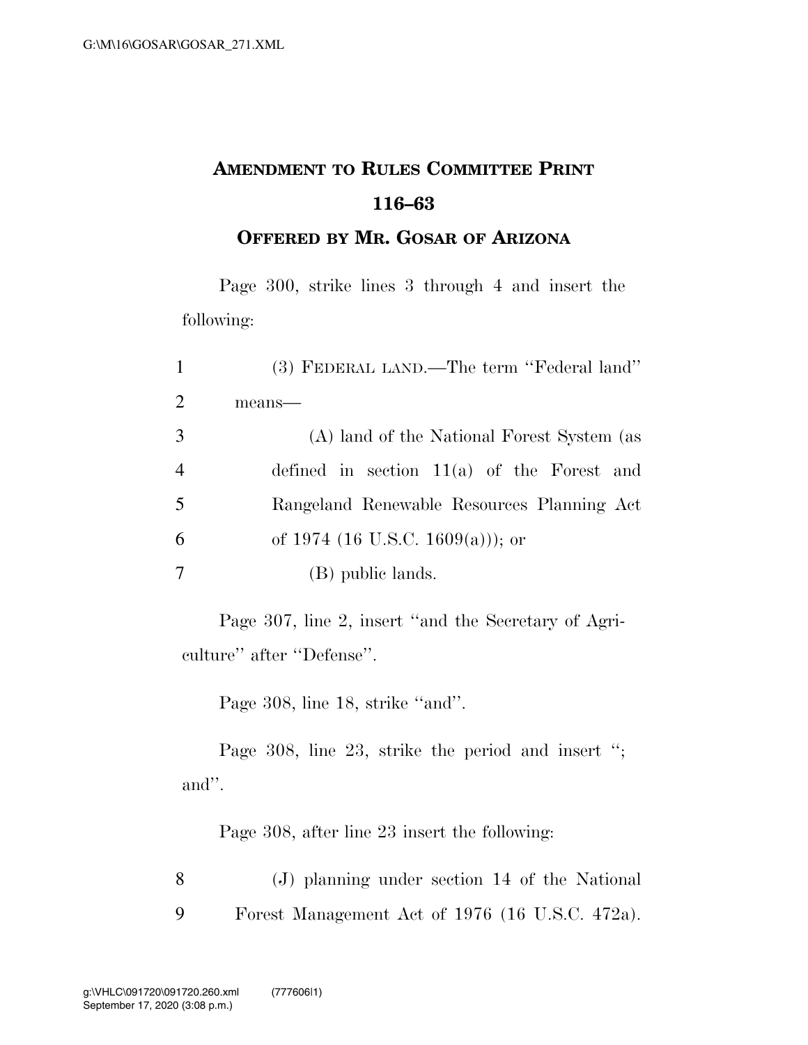# AMENDMENT TO RULES COMMITTEE PRINT 116–63

## OFFERED BY MR. GOSAR OF ARIZONA

Page 300, strike lines 3 through 4 and insert the following:

1 (3) FEDERAL LAND.—The term ''Federal land''
2 means—
3 (A) land of the National Forest System (as
4 defined in section 11(a) of the Forest and
5 Rangeland Renewable Resources Planning Act
6 of 1974 (16 U.S.C. 1609(a))); or
7 (B) public lands.

Page 307, line 2, insert ''and the Secretary of Agriculture'' after ''Defense''.

Page 308, line 18, strike ''and''.

Page 308, line 23, strike the period and insert ''; and''.

Page 308, after line 23 insert the following:

8 (J) planning under section 14 of the National
9 Forest Management Act of 1976 (16 U.S.C. 472a).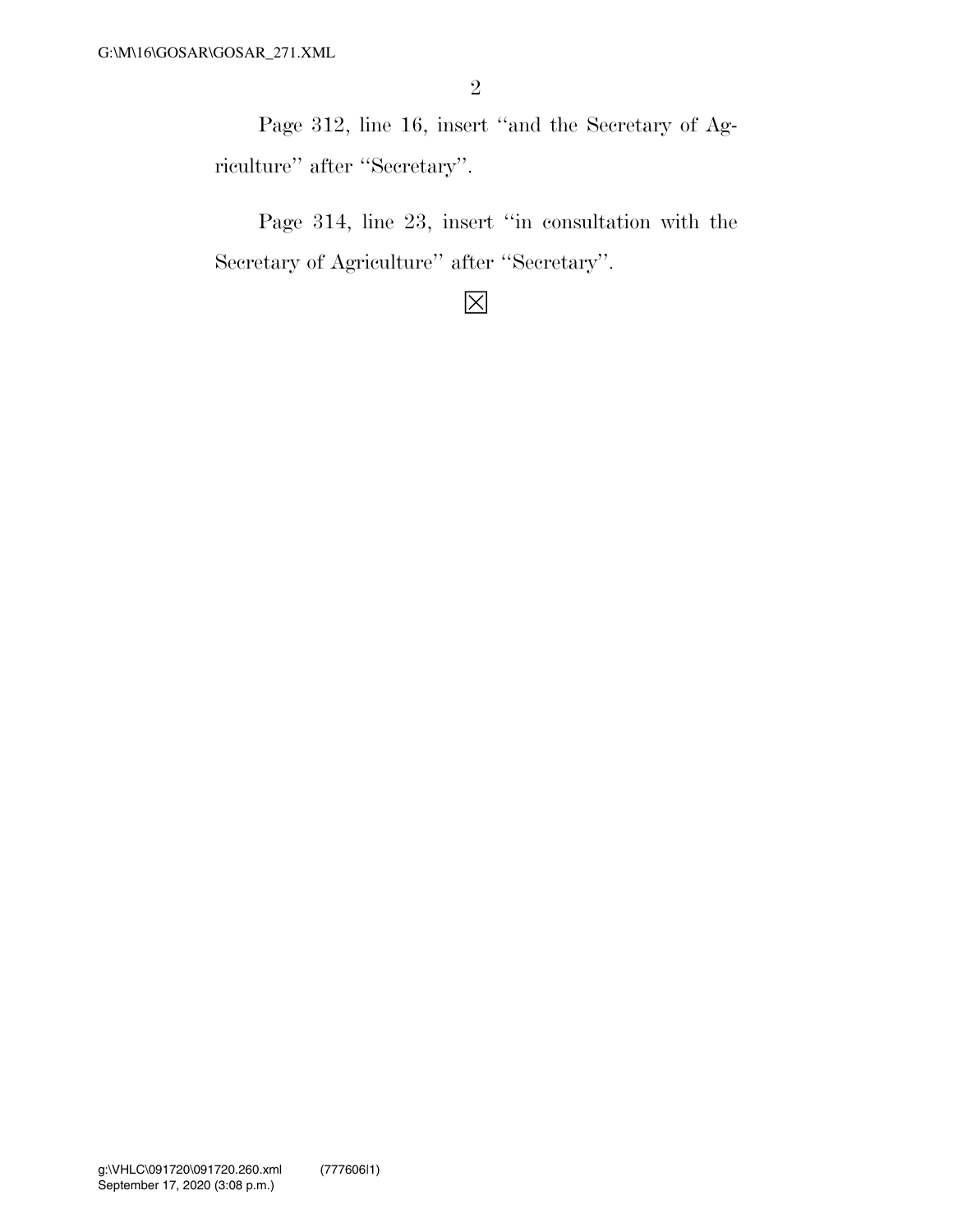Page 312, line 16, insert ''and the Secretary of Agriculture'' after ''Secretary''.

Page 314, line 23, insert ''in consultation with the Secretary of Agriculture'' after ''Secretary''.

☒